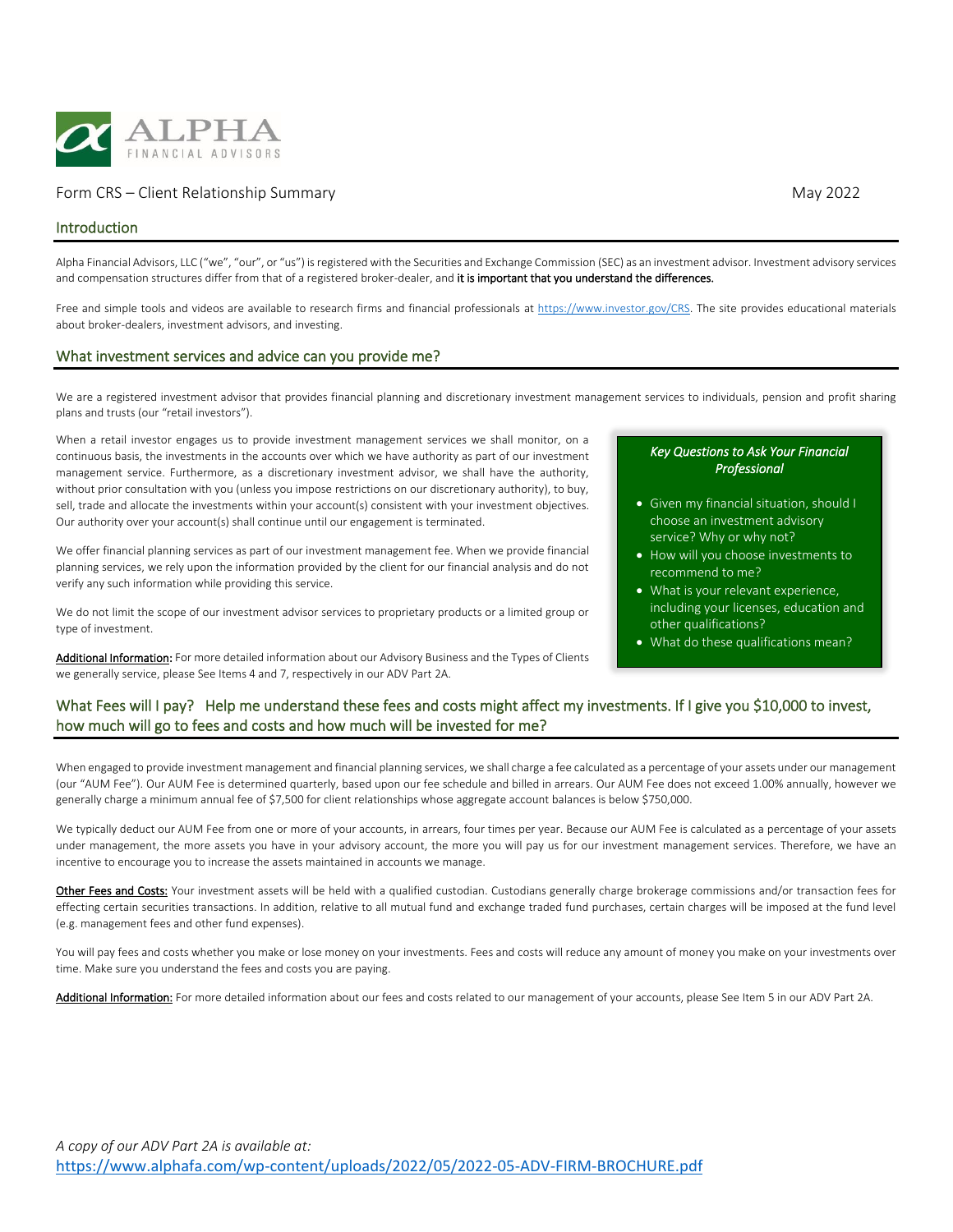# ALPHA FINANCIAL ADVISORS

Form CRS – Client Relationship Summary

May 2022

## Introduction

Alpha Financial Advisors, LLC ("we", "our", or "us") is registered with the Securities and Exchange Commission (SEC) as an investment advisor. Investment advisory services and compensation structures differ from that of a registered broker-dealer, and **it is important that you understand the differences.**

Free and simple tools and videos are available to research firms and financial professionals at https://www.investor.gov/CRS. The site provides educational materials about broker-dealers, investment advisors, and investing.

## What investment services and advice can you provide me?

We are a registered investment advisor that provides financial planning and discretionary investment management services to individuals, pension and profit sharing plans and trusts (our "retail investors").

When a retail investor engages us to provide investment management services we shall monitor, on a continuous basis, the investments in the accounts over which we have authority as part of our investment management service. Furthermore, as a discretionary investment advisor, we shall have the authority, without prior consultation with you (unless you impose restrictions on our discretionary authority), to buy, sell, trade and allocate the investments within your account(s) consistent with your investment objectives. Our authority over your account(s) shall continue until our engagement is terminated.

We offer financial planning services as part of our investment management fee. When we provide financial planning services, we rely upon the information provided by the client for our financial analysis and do not verify any such information while providing this service.

We do not limit the scope of our investment advisor services to proprietary products or a limited group or type of investment.

**Additional Information:** For more detailed information about our Advisory Business and the Types of Clients we generally service, please See Items 4 and 7, respectively in our ADV Part 2A.

***Key Questions to Ask Your Financial Professional***

- Given my financial situation, should I choose an investment advisory service? Why or why not?
- How will you choose investments to recommend to me?
- What is your relevant experience, including your licenses, education and other qualifications?
- What do these qualifications mean?

## What Fees will I pay? Help me understand these fees and costs might affect my investments. If I give you $10,000 to invest, how much will go to fees and costs and how much will be invested for me?

When engaged to provide investment management and financial planning services, we shall charge a fee calculated as a percentage of your assets under our management (our "AUM Fee"). Our AUM Fee is determined quarterly, based upon our fee schedule and billed in arrears. Our AUM Fee does not exceed 1.00% annually, however we generally charge a minimum annual fee of $7,500 for client relationships whose aggregate account balances is below $750,000.

We typically deduct our AUM Fee from one or more of your accounts, in arrears, four times per year. Because our AUM Fee is calculated as a percentage of your assets under management, the more assets you have in your advisory account, the more you will pay us for our investment management services. Therefore, we have an incentive to encourage you to increase the assets maintained in accounts we manage.

**Other Fees and Costs:** Your investment assets will be held with a qualified custodian. Custodians generally charge brokerage commissions and/or transaction fees for effecting certain securities transactions. In addition, relative to all mutual fund and exchange traded fund purchases, certain charges will be imposed at the fund level (e.g. management fees and other fund expenses).

You will pay fees and costs whether you make or lose money on your investments. Fees and costs will reduce any amount of money you make on your investments over time. Make sure you understand the fees and costs you are paying.

**Additional Information:** For more detailed information about our fees and costs related to our management of your accounts, please See Item 5 in our ADV Part 2A.

*A copy of our ADV Part 2A is available at:*
https://www.alphafa.com/wp-content/uploads/2022/05/2022-05-ADV-FIRM-BROCHURE.pdf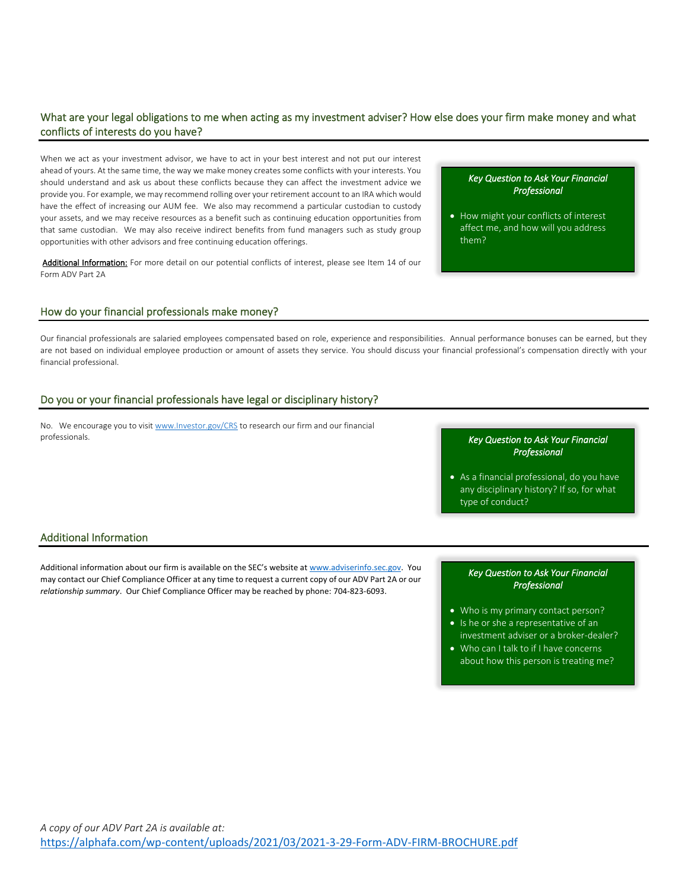## What are your legal obligations to me when acting as my investment adviser? How else does your firm make money and what conflicts of interests do you have?

When we act as your investment advisor, we have to act in your best interest and not put our interest ahead of yours. At the same time, the way we make money creates some conflicts with your interests. You should understand and ask us about these conflicts because they can affect the investment advice we provide you. For example, we may recommend rolling over your retirement account to an IRA which would have the effect of increasing our AUM fee. We also may recommend a particular custodian to custody your assets, and we may receive resources as a benefit such as continuing education opportunities from that same custodian. We may also receive indirect benefits from fund managers such as study group opportunities with other advisors and free continuing education offerings.

**Additional Information:** For more detail on our potential conflicts of interest, please see Item 14 of our Form ADV Part 2A

> ***Key Question to Ask Your Financial Professional***
>
> - How might your conflicts of interest affect me, and how will you address them?

## How do your financial professionals make money?

Our financial professionals are salaried employees compensated based on role, experience and responsibilities. Annual performance bonuses can be earned, but they are not based on individual employee production or amount of assets they service. You should discuss your financial professional's compensation directly with your financial professional.

## Do you or your financial professionals have legal or disciplinary history?

No. We encourage you to visit www.Investor.gov/CRS to research our firm and our financial professionals.

> ***Key Question to Ask Your Financial Professional***
>
> - As a financial professional, do you have any disciplinary history? If so, for what type of conduct?

## Additional Information

Additional information about our firm is available on the SEC's website at www.adviserinfo.sec.gov. You may contact our Chief Compliance Officer at any time to request a current copy of our ADV Part 2A or our *relationship summary*. Our Chief Compliance Officer may be reached by phone: 704-823-6093.

> ***Key Question to Ask Your Financial Professional***
>
> - Who is my primary contact person?
> - Is he or she a representative of an investment adviser or a broker-dealer?
> - Who can I talk to if I have concerns about how this person is treating me?

*A copy of our ADV Part 2A is available at:*
https://alphafa.com/wp-content/uploads/2021/03/2021-3-29-Form-ADV-FIRM-BROCHURE.pdf